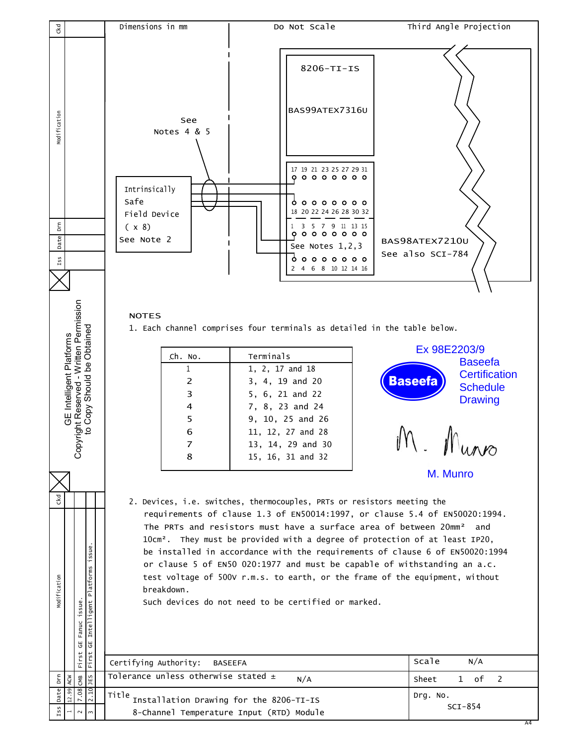Dimensions in mm | Do Not Scale | Third Angle Projection

8206-TI-IS

BAS99ATEX7316U

17 19 21 23 25 27 29 31

18 20 22 24 26 28 30 32

1 3 5 7 9 11 13 15

See Notes 1,2,3

2 4 6 8 10 12 14 16

See Notes 4 & 5

Intrinsically Safe Field Device ( x 8)
See Note 2

BAS98ATEX7210U
See also SCI-784

## NOTES

1. Each channel comprises four terminals as detailed in the table below.

| Ch. No. | Terminals |
|---|---|
| 1 | 1, 2, 17 and 18 |
| 2 | 3, 4, 19 and 20 |
| 3 | 5, 6, 21 and 22 |
| 4 | 7, 8, 23 and 24 |
| 5 | 9, 10, 25 and 26 |
| 6 | 11, 12, 27 and 28 |
| 7 | 13, 14, 29 and 30 |
| 8 | 15, 16, 31 and 32 |

Ex 98E2203/9
Baseefa Certification Schedule Drawing

M. Munro

2. Devices, i.e. switches, thermocouples, PRTs or resistors meeting the requirements of clause 1.3 of EN50014:1997, or clause 5.4 of EN50020:1994. The PRTs and resistors must have a surface area of between 20mm² and 10cm². They must be provided with a degree of protection of at least IP20, be installed in accordance with the requirements of clause 6 of EN50020:1994 or clause 5 of EN50 020:1977 and must be capable of withstanding an a.c. test voltage of 500V r.m.s. to earth, or the frame of the equipment, without breakdown.
   Such devices do not need to be certified or marked.

GE Intelligent Platforms
Copyright Reserved - Written Permission to Copy Should be Obtained

| Iss | Date | Drn | Ckd | Modification |
|---|---|---|---|---|
| 1 | 12.99 | ACW | | First GE Fanuc issue. |
| 2 | 7.08 | CMB | | |
| 3 | 2.10 | JES | | First GE Intelligent Platforms issue. |

| | |
|---|---|
| Certifying Authority: BASEEFA | Scale N/A |
| Tolerance unless otherwise stated ± N/A | Sheet 1 of 2 |
| Title: Installation Drawing for the 8206-TI-IS 8-Channel Temperature Input (RTD) Module | Drg. No. SCI-854 |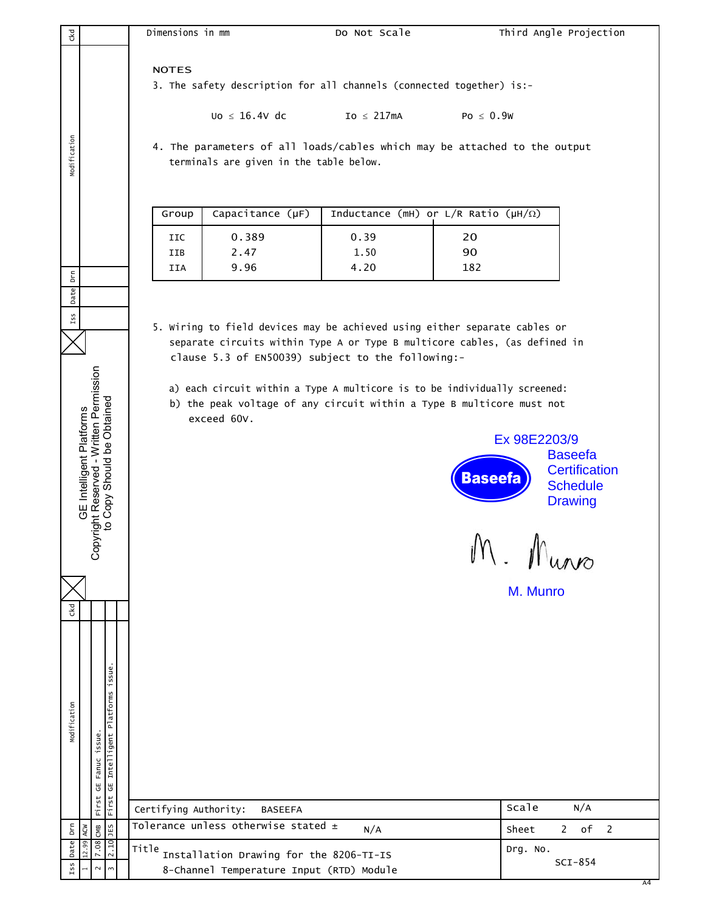Dimensions in mm | Do Not Scale | Third Angle Projection

## NOTES

3. The safety description for all channels (connected together) is:-

   $U_o \leq 16.4V$ dc     $I_o \leq 217mA$     $P_o \leq 0.9W$

4. The parameters of all loads/cables which may be attached to the output terminals are given in the table below.

| Group | Capacitance (μF) | Inductance (mH) or | L/R Ratio (μH/Ω) |
|---|---|---|---|
| IIC | 0.389 | 0.39 | 20 |
| IIB | 2.47 | 1.50 | 90 |
| IIA | 9.96 | 4.20 | 182 |

5. Wiring to field devices may be achieved using either separate cables or separate circuits within Type A or Type B multicore cables, (as defined in clause 5.3 of EN50039) subject to the following:-

   a) each circuit within a Type A multicore is to be individually screened:
   
   b) the peak voltage of any circuit within a Type B multicore must not exceed 60V.

Ex 98E2203/9

Baseefa Certification Schedule Drawing

M. Munro

GE Intelligent Platforms
Copyright Reserved - Written Permission to Copy Should be Obtained

| Iss | Date | Drn | Modification |
|---|---|---|---|
| 1 | 12.99 | ACW | |
| 2 | 7.08 | CMB | First GE Fanuc issue. |
| 3 | 2.10 | JES | First GE Intelligent Platforms issue. |

Certifying Authority: BASEEFA

Tolerance unless otherwise stated ± N/A

Title: Installation Drawing for the 8206-TI-IS 8-Channel Temperature Input (RTD) Module

Scale: N/A

Sheet 2 of 2

Drg. No. SCI-854

A4